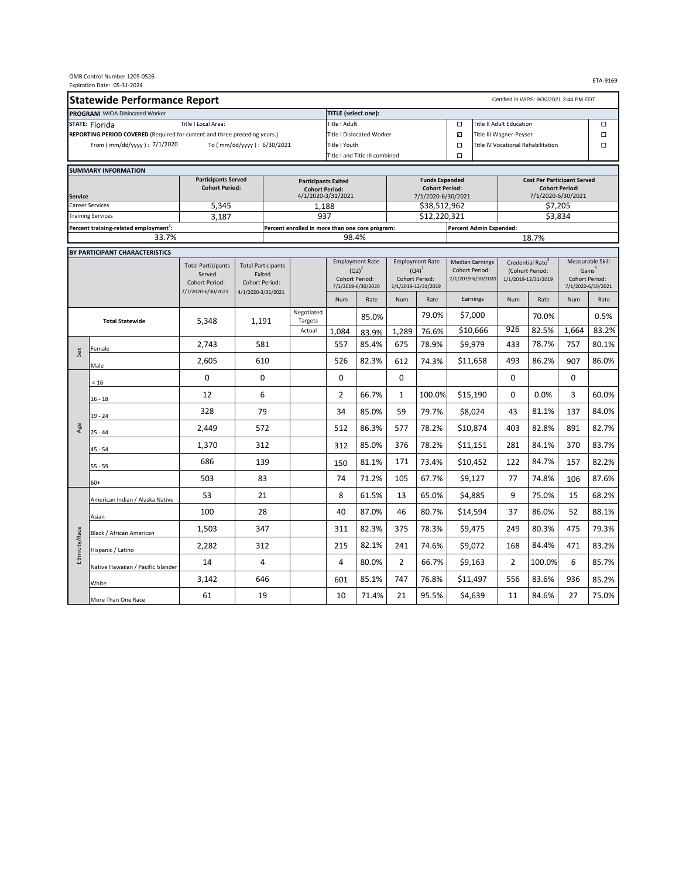OMB Control Number 1205-0526
Expiration Date: 05-31-2024

ETA-9169

## Statewide Performance Report

Certified in WIPS: 9/30/2021 3:44 PM EDT

| | | | |
|---|---|---|---|
| **PROGRAM** WIOA Dislocated Worker | | **TITLE (select one):** | |
| **STATE:** Florida | Title I Local Area: | Title I Adult ☐ | Title II Adult Education ☐ |
| **REPORTING PERIOD COVERED** (Required for current and three preceding years.) | | Title I Dislocated Worker ☑ | Title III Wagner-Peyser ☐ |
| From ( mm/dd/yyyy ) : 7/1/2020 | To ( mm/dd/yyyy ) : 6/30/2021 | Title I Youth ☐ | Title IV Vocational Rehabilitation ☐ |
| | | Title I and Title III combined ☐ | |

### SUMMARY INFORMATION

| Service | Participants Served Cohort Period: | Participants Exited Cohort Period: 4/1/2020-3/31/2021 | Funds Expended Cohort Period: 7/1/2020-6/30/2021 | Cost Per Participant Served Cohort Period: 7/1/2020-6/30/2021 |
|---|---|---|---|---|
| Career Services | 5,345 | 1,188 | $38,512,962 | $7,205 |
| Training Services | 3,187 | 937 | $12,220,321 | $3,834 |
| Percent training-related employment[1]: | | Percent enrolled in more than one core program: | Percent Admin Expended: | |
| 33.7% | | 98.4% | 18.7% | |

### BY PARTICIPANT CHARACTERISTICS

| | | Total Participants Served Cohort Period: 7/1/2020-6/30/2021 | Total Participants Exited Cohort Period: 4/1/2020-3/31/2021 | | Employment Rate (Q2)[2] Cohort Period: 7/1/2019-6/30/2020 | | Employment Rate (Q4)[2] Cohort Period: 1/1/2019-12/31/2019 | | Median Earnings Cohort Period: 7/1/2019-6/30/2020 | Credential Rate[3] (Cohort Period: 1/1/2019-12/31/2019 | | Measurable Skill Gains[3] Cohort Period: 7/1/2020-6/30/2021 | |
|---|---|---|---|---|---|---|---|---|---|---|---|---|---|
| | | | | | Num | Rate | Num | Rate | Earnings | Num | Rate | Num | Rate |
| **Total Statewide** | | 5,348 | 1,191 | Negotiated Targets | | 85.0% | | 79.0% | $7,000 | | 70.0% | | 0.5% |
| | | | | Actual | 1,084 | 83.9% | 1,289 | 76.6% | $10,666 | 926 | 82.5% | 1,664 | 83.2% |
| Sex | Female | 2,743 | 581 | | 557 | 85.4% | 675 | 78.9% | $9,979 | 433 | 78.7% | 757 | 80.1% |
| | Male | 2,605 | 610 | | 526 | 82.3% | 612 | 74.3% | $11,658 | 493 | 86.2% | 907 | 86.0% |
| Age | < 16 | 0 | 0 | | 0 | | 0 | | | 0 | | 0 | |
| | 16 - 18 | 12 | 6 | | 2 | 66.7% | 1 | 100.0% | $15,190 | 0 | 0.0% | 3 | 60.0% |
| | 19 - 24 | 328 | 79 | | 34 | 85.0% | 59 | 79.7% | $8,024 | 43 | 81.1% | 137 | 84.0% |
| | 25 - 44 | 2,449 | 572 | | 512 | 86.3% | 577 | 78.2% | $10,874 | 403 | 82.8% | 891 | 82.7% |
| | 45 - 54 | 1,370 | 312 | | 312 | 85.0% | 376 | 78.2% | $11,151 | 281 | 84.1% | 370 | 83.7% |
| | 55 - 59 | 686 | 139 | | 150 | 81.1% | 171 | 73.4% | $10,452 | 122 | 84.7% | 157 | 82.2% |
| | 60+ | 503 | 83 | | 74 | 71.2% | 105 | 67.7% | $9,127 | 77 | 74.8% | 106 | 87.6% |
| Ethnicity/Race | American Indian / Alaska Native | 53 | 21 | | 8 | 61.5% | 13 | 65.0% | $4,885 | 9 | 75.0% | 15 | 68.2% |
| | Asian | 100 | 28 | | 40 | 87.0% | 46 | 80.7% | $14,594 | 37 | 86.0% | 52 | 88.1% |
| | Black / African American | 1,503 | 347 | | 311 | 82.3% | 375 | 78.3% | $9,475 | 249 | 80.3% | 475 | 79.3% |
| | Hispanic / Latino | 2,282 | 312 | | 215 | 82.1% | 241 | 74.6% | $9,072 | 168 | 84.4% | 471 | 83.2% |
| | Native Hawaiian / Pacific Islander | 14 | 4 | | 4 | 80.0% | 2 | 66.7% | $9,163 | 2 | 100.0% | 6 | 85.7% |
| | White | 3,142 | 646 | | 601 | 85.1% | 747 | 76.8% | $11,497 | 556 | 83.6% | 936 | 85.2% |
| | More Than One Race | 61 | 19 | | 10 | 71.4% | 21 | 95.5% | $4,639 | 11 | 84.6% | 27 | 75.0% |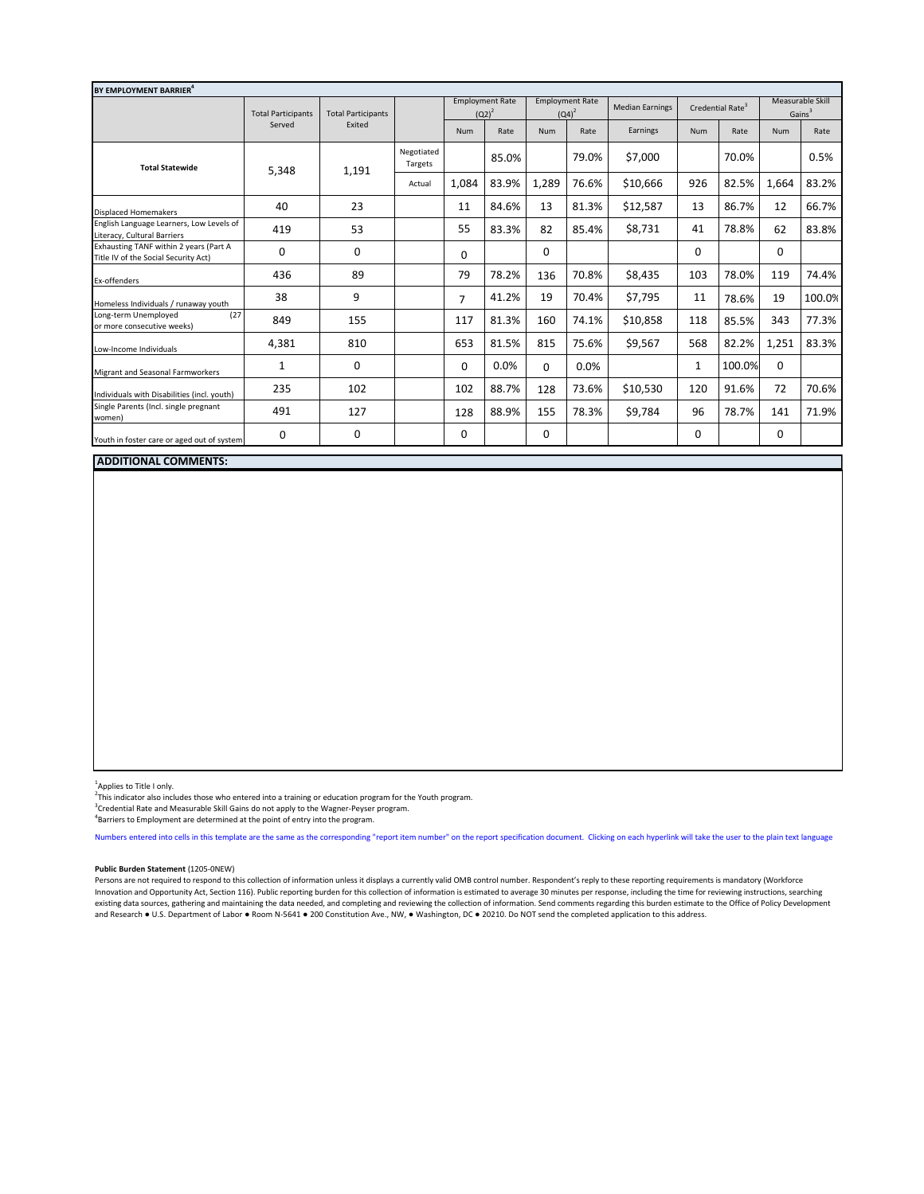**BY EMPLOYMENT BARRIER[4]**

| | Total Participants Served | Total Participants Exited | | Employment Rate (Q2)[2] | | Employment Rate (Q4)[2] | | Median Earnings | Credential Rate[3] | | Measurable Skill Gains[3] | |
|---|---|---|---|---|---|---|---|---|---|---|---|---|
| | | | | Num | Rate | Num | Rate | Earnings | Num | Rate | Num | Rate |
| **Total Statewide** | 5,348 | 1,191 | Negotiated Targets | | 85.0% | | 79.0% | $7,000 | | 70.0% | | 0.5% |
| | | | Actual | 1,084 | 83.9% | 1,289 | 76.6% | $10,666 | 926 | 82.5% | 1,664 | 83.2% |
| Displaced Homemakers | 40 | 23 | | 11 | 84.6% | 13 | 81.3% | $12,587 | 13 | 86.7% | 12 | 66.7% |
| English Language Learners, Low Levels of Literacy, Cultural Barriers | 419 | 53 | | 55 | 83.3% | 82 | 85.4% | $8,731 | 41 | 78.8% | 62 | 83.8% |
| Exhausting TANF within 2 years (Part A Title IV of the Social Security Act) | 0 | 0 | | 0 | | 0 | | | 0 | | 0 | |
| Ex-offenders | 436 | 89 | | 79 | 78.2% | 136 | 70.8% | $8,435 | 103 | 78.0% | 119 | 74.4% |
| Homeless Individuals / runaway youth | 38 | 9 | | 7 | 41.2% | 19 | 70.4% | $7,795 | 11 | 78.6% | 19 | 100.0% |
| Long-term Unemployed (27 or more consecutive weeks) | 849 | 155 | | 117 | 81.3% | 160 | 74.1% | $10,858 | 118 | 85.5% | 343 | 77.3% |
| Low-Income Individuals | 4,381 | 810 | | 653 | 81.5% | 815 | 75.6% | $9,567 | 568 | 82.2% | 1,251 | 83.3% |
| Migrant and Seasonal Farmworkers | 1 | 0 | | 0 | 0.0% | 0 | 0.0% | | 1 | 100.0% | 0 | |
| Individuals with Disabilities (incl. youth) | 235 | 102 | | 102 | 88.7% | 128 | 73.6% | $10,530 | 120 | 91.6% | 72 | 70.6% |
| Single Parents (Incl. single pregnant women) | 491 | 127 | | 128 | 88.9% | 155 | 78.3% | $9,784 | 96 | 78.7% | 141 | 71.9% |
| Youth in foster care or aged out of system | 0 | 0 | | 0 | | 0 | | | 0 | | 0 | |

**ADDITIONAL COMMENTS:**

[1]Applies to Title I only.
[2]This indicator also includes those who entered into a training or education program for the Youth program.
[3]Credential Rate and Measurable Skill Gains do not apply to the Wagner-Peyser program.
[4]Barriers to Employment are determined at the point of entry into the program.

Numbers entered into cells in this template are the same as the corresponding "report item number" on the report specification document. Clicking on each hyperlink will take the user to the plain text language

**Public Burden Statement** (1205-0NEW)
Persons are not required to respond to this collection of information unless it displays a currently valid OMB control number. Respondent's reply to these reporting requirements is mandatory (Workforce Innovation and Opportunity Act, Section 116). Public reporting burden for this collection of information is estimated to average 30 minutes per response, including the time for reviewing instructions, searching existing data sources, gathering and maintaining the data needed, and completing and reviewing the collection of information. Send comments regarding this burden estimate to the Office of Policy Development and Research ● U.S. Department of Labor ● Room N-5641 ● 200 Constitution Ave., NW, ● Washington, DC ● 20210. Do NOT send the completed application to this address.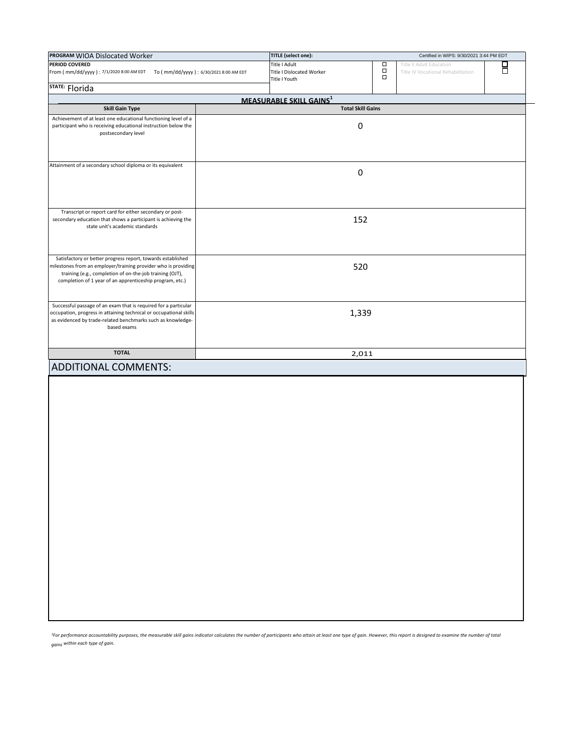| | | | |
|---|---|---|---|
| **PROGRAM** WIOA Dislocated Worker | **TITLE (select one):** | | Certified in WIPS: 9/30/2021 3:44 PM EDT |
| **PERIOD COVERED** From ( mm/dd/yyyy ) : 7/1/2020 8:00 AM EDT To ( mm/dd/yyyy ) : 6/30/2021 8:00 AM EDT | Title I Adult ☐<br>Title I Dislocated Worker ☐<br>Title I Youth ☐ | Title II Adult Education ☐<br>Title IV Vocational Rehabilitation ☐ | |
| **STATE:** Florida | | | |

## MEASURABLE SKILL GAINS[1]

| Skill Gain Type | Total Skill Gains |
|---|---|
| Achievement of at least one educational functioning level of a participant who is receiving educational instruction below the postsecondary level | 0 |
| Attainment of a secondary school diploma or its equivalent | 0 |
| Transcript or report card for either secondary or post-secondary education that shows a participant is achieving the state unit's academic standards | 152 |
| Satisfactory or better progress report, towards established milestones from an employer/training provider who is providing training (e.g., completion of on-the-job training (OJT), completion of 1 year of an apprenticeship program, etc.) | 520 |
| Successful passage of an exam that is required for a particular occupation, progress in attaining technical or occupational skills as evidenced by trade-related benchmarks such as knowledge-based exams | 1,339 |
| **TOTAL** | 2,011 |

## ADDITIONAL COMMENTS:

*[1]For performance accountability purposes, the measurable skill gains indicator calculates the number of participants who attain at least one type of gain. However, this report is designed to examine the number of total gains within each type of gain.*